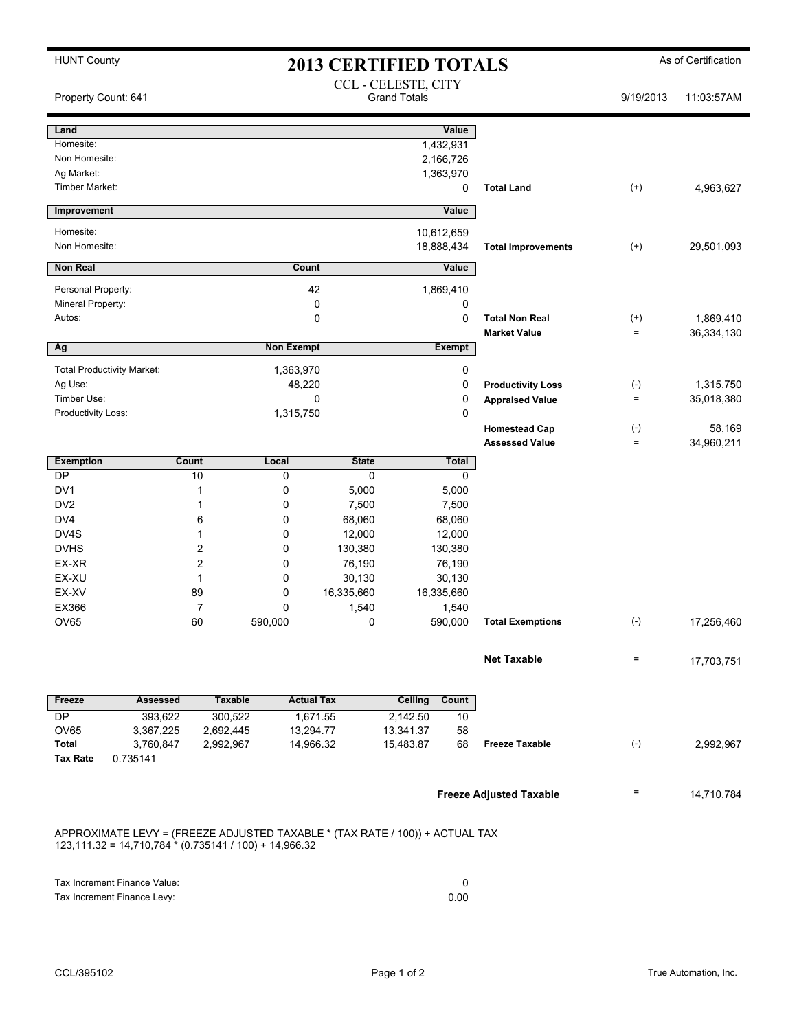HUNT County

# 2013 CERTIFIED TOTALS

As of Certification

Property Count: 641

CCL - CELESTE, CITY
Grand Totals

9/19/2013 11:03:57AM

| Land | Value | | | |
|---|---|---|---|---|
| Homesite: | 1,432,931 | | | |
| Non Homesite: | 2,166,726 | | | |
| Ag Market: | 1,363,970 | | | |
| Timber Market: | 0 | **Total Land** | (+) | 4,963,627 |

| Improvement | Value | | | |
|---|---|---|---|---|
| Homesite: | 10,612,659 | | | |
| Non Homesite: | 18,888,434 | **Total Improvements** | (+) | 29,501,093 |

| Non Real | Count | Value | | | |
|---|---|---|---|---|---|
| Personal Property: | 42 | 1,869,410 | | | |
| Mineral Property: | 0 | 0 | | | |
| Autos: | 0 | 0 | **Total Non Real** | (+) | 1,869,410 |
| | | | **Market Value** | = | 36,334,130 |

| Ag | Non Exempt | Exempt | | | |
|---|---|---|---|---|---|
| Total Productivity Market: | 1,363,970 | 0 | | | |
| Ag Use: | 48,220 | 0 | **Productivity Loss** | (-) | 1,315,750 |
| Timber Use: | 0 | 0 | **Appraised Value** | = | 35,018,380 |
| Productivity Loss: | 1,315,750 | 0 | | | |
| | | | **Homestead Cap** | (-) | 58,169 |
| | | | **Assessed Value** | = | 34,960,211 |

| Exemption | Count | Local | State | Total | | | |
|---|---|---|---|---|---|---|---|
| DP | 10 | 0 | 0 | 0 | | | |
| DV1 | 1 | 0 | 5,000 | 5,000 | | | |
| DV2 | 1 | 0 | 7,500 | 7,500 | | | |
| DV4 | 6 | 0 | 68,060 | 68,060 | | | |
| DV4S | 1 | 0 | 12,000 | 12,000 | | | |
| DVHS | 2 | 0 | 130,380 | 130,380 | | | |
| EX-XR | 2 | 0 | 76,190 | 76,190 | | | |
| EX-XU | 1 | 0 | 30,130 | 30,130 | | | |
| EX-XV | 89 | 0 | 16,335,660 | 16,335,660 | | | |
| EX366 | 7 | 0 | 1,540 | 1,540 | | | |
| OV65 | 60 | 590,000 | 0 | 590,000 | **Total Exemptions** | (-) | 17,256,460 |

**Net Taxable** = 17,703,751

| Freeze | Assessed | Taxable | Actual Tax | Ceiling | Count | | | |
|---|---|---|---|---|---|---|---|---|
| DP | 393,622 | 300,522 | 1,671.55 | 2,142.50 | 10 | | | |
| OV65 | 3,367,225 | 2,692,445 | 13,294.77 | 13,341.37 | 58 | | | |
| **Total** | 3,760,847 | 2,992,967 | 14,966.32 | 15,483.87 | 68 | **Freeze Taxable** | (-) | 2,992,967 |
| **Tax Rate** | 0.735141 | | | | | | | |

**Freeze Adjusted Taxable** = 14,710,784

APPROXIMATE LEVY = (FREEZE ADJUSTED TAXABLE * (TAX RATE / 100)) + ACTUAL TAX
123,111.32 = 14,710,784 * (0.735141 / 100) + 14,966.32

| | |
|---|---|
| Tax Increment Finance Value: | 0 |
| Tax Increment Finance Levy: | 0.00 |

CCL/395102

True Automation, Inc.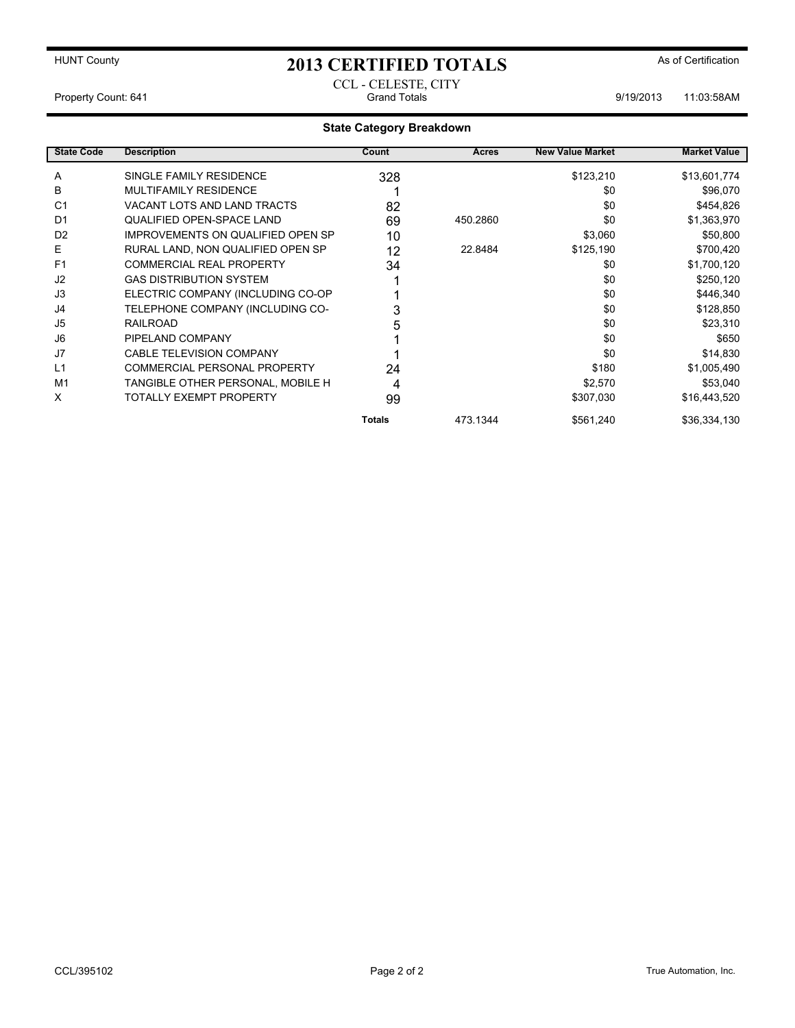HUNT County

# 2013 CERTIFIED TOTALS

As of Certification

CCL - CELESTE, CITY

Property Count: 641 — Grand Totals — 9/19/2013 11:03:58AM

## State Category Breakdown

| State Code | Description | Count | Acres | New Value Market | Market Value |
|---|---|---|---|---|---|
| A | SINGLE FAMILY RESIDENCE | 328 | | $123,210 | $13,601,774 |
| B | MULTIFAMILY RESIDENCE | 1 | | $0 | $96,070 |
| C1 | VACANT LOTS AND LAND TRACTS | 82 | | $0 | $454,826 |
| D1 | QUALIFIED OPEN-SPACE LAND | 69 | 450.2860 | $0 | $1,363,970 |
| D2 | IMPROVEMENTS ON QUALIFIED OPEN SP | 10 | | $3,060 | $50,800 |
| E | RURAL LAND, NON QUALIFIED OPEN SP | 12 | 22.8484 | $125,190 | $700,420 |
| F1 | COMMERCIAL REAL PROPERTY | 34 | | $0 | $1,700,120 |
| J2 | GAS DISTRIBUTION SYSTEM | 1 | | $0 | $250,120 |
| J3 | ELECTRIC COMPANY (INCLUDING CO-OP | 1 | | $0 | $446,340 |
| J4 | TELEPHONE COMPANY (INCLUDING CO- | 3 | | $0 | $128,850 |
| J5 | RAILROAD | 5 | | $0 | $23,310 |
| J6 | PIPELAND COMPANY | 1 | | $0 | $650 |
| J7 | CABLE TELEVISION COMPANY | 1 | | $0 | $14,830 |
| L1 | COMMERCIAL PERSONAL PROPERTY | 24 | | $180 | $1,005,490 |
| M1 | TANGIBLE OTHER PERSONAL, MOBILE H | 4 | | $2,570 | $53,040 |
| X | TOTALLY EXEMPT PROPERTY | 99 | | $307,030 | $16,443,520 |
| | | **Totals** | 473.1344 | $561,240 | $36,334,130 |

CCL/395102

True Automation, Inc.